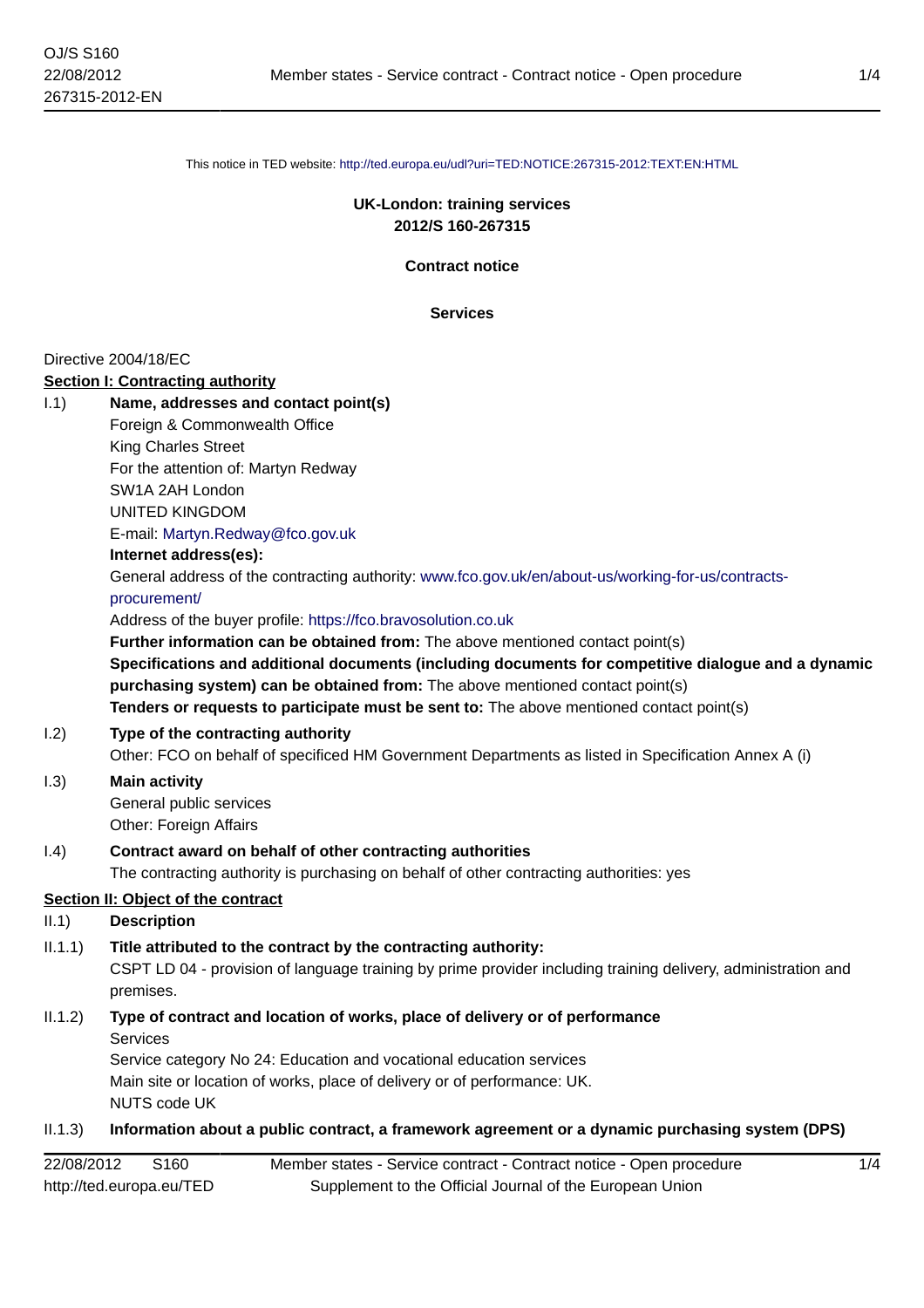This notice in TED website: http://ted.europa.eu/udl?uri=TED:NOTICE:267315-2012:TEXT:EN:HTML

**UK-London: training services**
**2012/S 160-267315**

**Contract notice**

**Services**

Directive 2004/18/EC

**Section I: Contracting authority**

I.1) **Name, addresses and contact point(s)**

Foreign & Commonwealth Office
King Charles Street
For the attention of: Martyn Redway
SW1A 2AH London
UNITED KINGDOM
E-mail: Martyn.Redway@fco.gov.uk

**Internet address(es):**

General address of the contracting authority: www.fco.gov.uk/en/about-us/working-for-us/contracts-procurement/

Address of the buyer profile: https://fco.bravosolution.co.uk

**Further information can be obtained from:** The above mentioned contact point(s)

**Specifications and additional documents (including documents for competitive dialogue and a dynamic purchasing system) can be obtained from:** The above mentioned contact point(s)

**Tenders or requests to participate must be sent to:** The above mentioned contact point(s)

I.2) **Type of the contracting authority**

Other: FCO on behalf of specificed HM Government Departments as listed in Specification Annex A (i)

I.3) **Main activity**

General public services
Other: Foreign Affairs

I.4) **Contract award on behalf of other contracting authorities**

The contracting authority is purchasing on behalf of other contracting authorities: yes

**Section II: Object of the contract**

II.1) **Description**

II.1.1) **Title attributed to the contract by the contracting authority:**

CSPT LD 04 - provision of language training by prime provider including training delivery, administration and premises.

II.1.2) **Type of contract and location of works, place of delivery or of performance**

Services
Service category No 24: Education and vocational education services
Main site or location of works, place of delivery or of performance: UK.
NUTS code UK

II.1.3) **Information about a public contract, a framework agreement or a dynamic purchasing system (DPS)**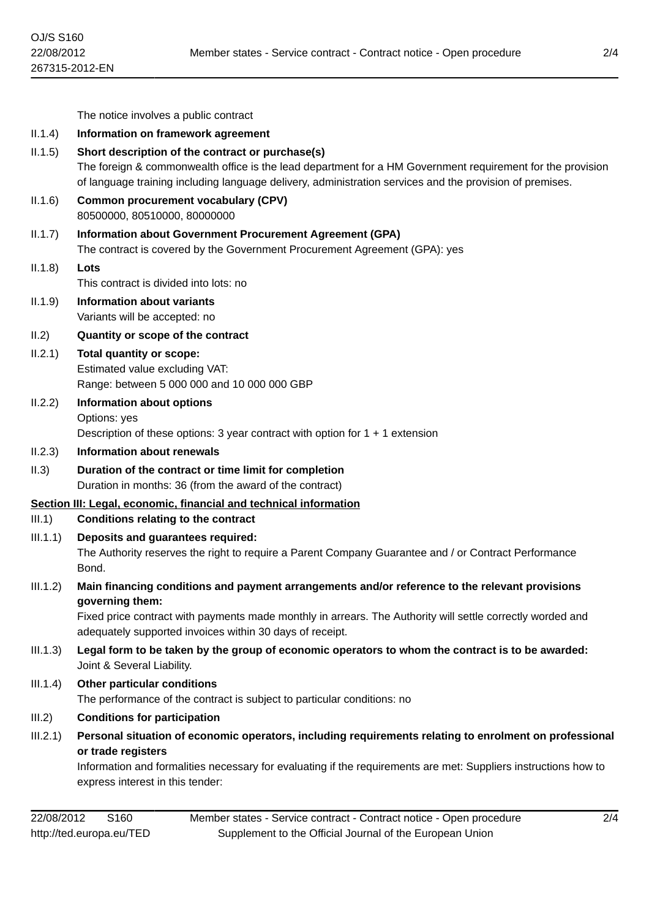The notice involves a public contract

II.1.4) **Information on framework agreement**

II.1.5) **Short description of the contract or purchase(s)**

The foreign & commonwealth office is the lead department for a HM Government requirement for the provision of language training including language delivery, administration services and the provision of premises.

II.1.6) **Common procurement vocabulary (CPV)**

80500000, 80510000, 80000000

II.1.7) **Information about Government Procurement Agreement (GPA)**

The contract is covered by the Government Procurement Agreement (GPA): yes

II.1.8) **Lots**

This contract is divided into lots: no

II.1.9) **Information about variants**

Variants will be accepted: no

II.2) **Quantity or scope of the contract**

II.2.1) **Total quantity or scope:**

Estimated value excluding VAT:
Range: between 5 000 000 and 10 000 000 GBP

II.2.2) **Information about options**

Options: yes
Description of these options: 3 year contract with option for 1 + 1 extension

II.2.3) **Information about renewals**

II.3) **Duration of the contract or time limit for completion**

Duration in months: 36 (from the award of the contract)

**Section III: Legal, economic, financial and technical information**

III.1) **Conditions relating to the contract**

III.1.1) **Deposits and guarantees required:**

The Authority reserves the right to require a Parent Company Guarantee and / or Contract Performance Bond.

III.1.2) **Main financing conditions and payment arrangements and/or reference to the relevant provisions governing them:**

Fixed price contract with payments made monthly in arrears. The Authority will settle correctly worded and adequately supported invoices within 30 days of receipt.

III.1.3) **Legal form to be taken by the group of economic operators to whom the contract is to be awarded:**

Joint & Several Liability.

III.1.4) **Other particular conditions**

The performance of the contract is subject to particular conditions: no

III.2) **Conditions for participation**

III.2.1) **Personal situation of economic operators, including requirements relating to enrolment on professional or trade registers**

Information and formalities necessary for evaluating if the requirements are met: Suppliers instructions how to express interest in this tender: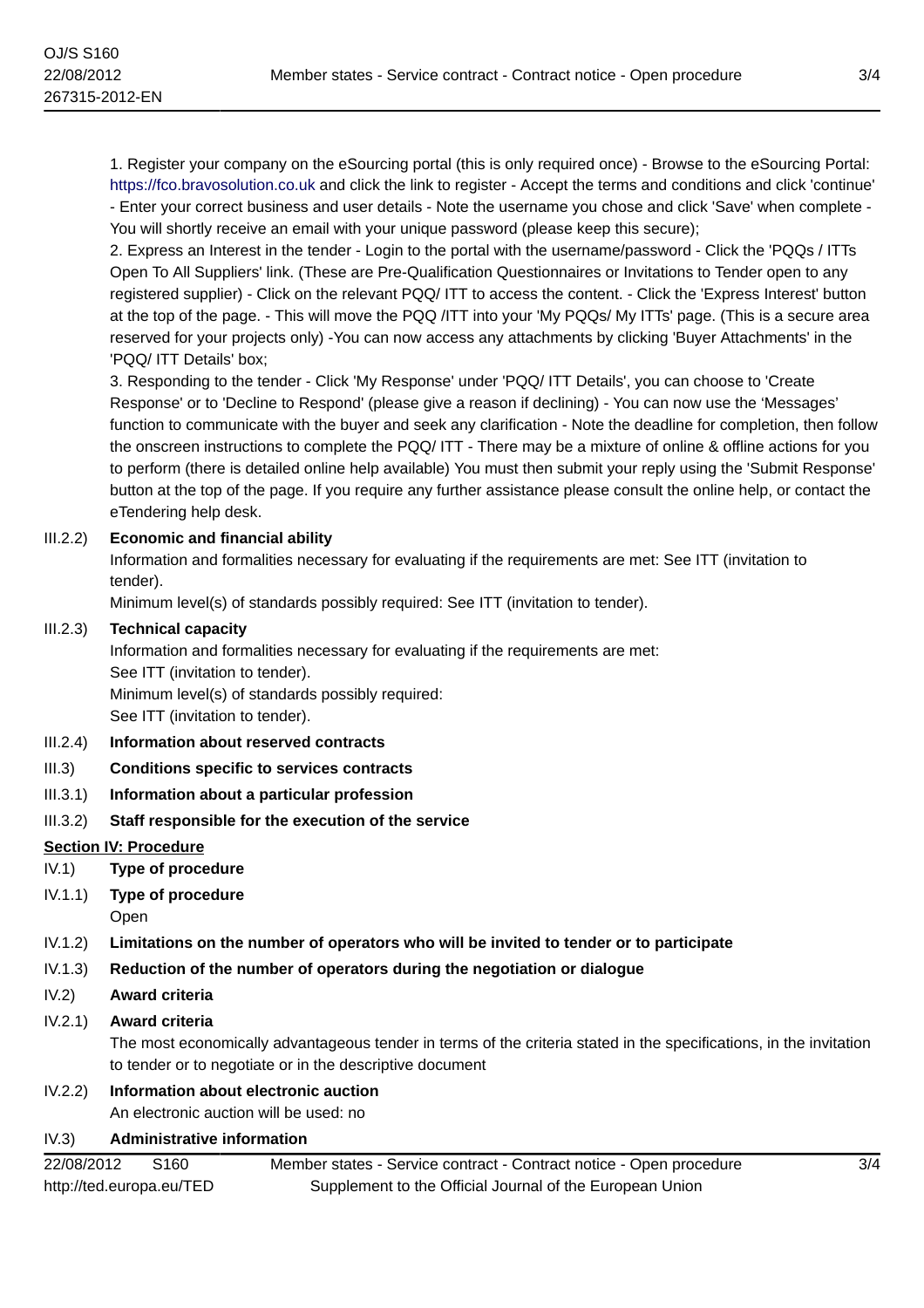1. Register your company on the eSourcing portal (this is only required once) - Browse to the eSourcing Portal: https://fco.bravosolution.co.uk and click the link to register - Accept the terms and conditions and click 'continue' - Enter your correct business and user details - Note the username you chose and click 'Save' when complete - You will shortly receive an email with your unique password (please keep this secure);

2. Express an Interest in the tender - Login to the portal with the username/password - Click the 'PQQs / ITTs Open To All Suppliers' link. (These are Pre-Qualification Questionnaires or Invitations to Tender open to any registered supplier) - Click on the relevant PQQ/ ITT to access the content. - Click the 'Express Interest' button at the top of the page. - This will move the PQQ /ITT into your 'My PQQs/ My ITTs' page. (This is a secure area reserved for your projects only) -You can now access any attachments by clicking 'Buyer Attachments' in the 'PQQ/ ITT Details' box;

3. Responding to the tender - Click 'My Response' under 'PQQ/ ITT Details', you can choose to 'Create Response' or to 'Decline to Respond' (please give a reason if declining) - You can now use the 'Messages' function to communicate with the buyer and seek any clarification - Note the deadline for completion, then follow the onscreen instructions to complete the PQQ/ ITT - There may be a mixture of online & offline actions for you to perform (there is detailed online help available) You must then submit your reply using the 'Submit Response' button at the top of the page. If you require any further assistance please consult the online help, or contact the eTendering help desk.

**III.2.2) Economic and financial ability**

Information and formalities necessary for evaluating if the requirements are met: See ITT (invitation to tender).

Minimum level(s) of standards possibly required: See ITT (invitation to tender).

**III.2.3) Technical capacity**

Information and formalities necessary for evaluating if the requirements are met:
See ITT (invitation to tender).
Minimum level(s) of standards possibly required:
See ITT (invitation to tender).

**III.2.4) Information about reserved contracts**

**III.3) Conditions specific to services contracts**

**III.3.1) Information about a particular profession**

**III.3.2) Staff responsible for the execution of the service**

## Section IV: Procedure

**IV.1) Type of procedure**

**IV.1.1) Type of procedure**

Open

**IV.1.2) Limitations on the number of operators who will be invited to tender or to participate**

**IV.1.3) Reduction of the number of operators during the negotiation or dialogue**

**IV.2) Award criteria**

**IV.2.1) Award criteria**

The most economically advantageous tender in terms of the criteria stated in the specifications, in the invitation to tender or to negotiate or in the descriptive document

**IV.2.2) Information about electronic auction**

An electronic auction will be used: no

**IV.3) Administrative information**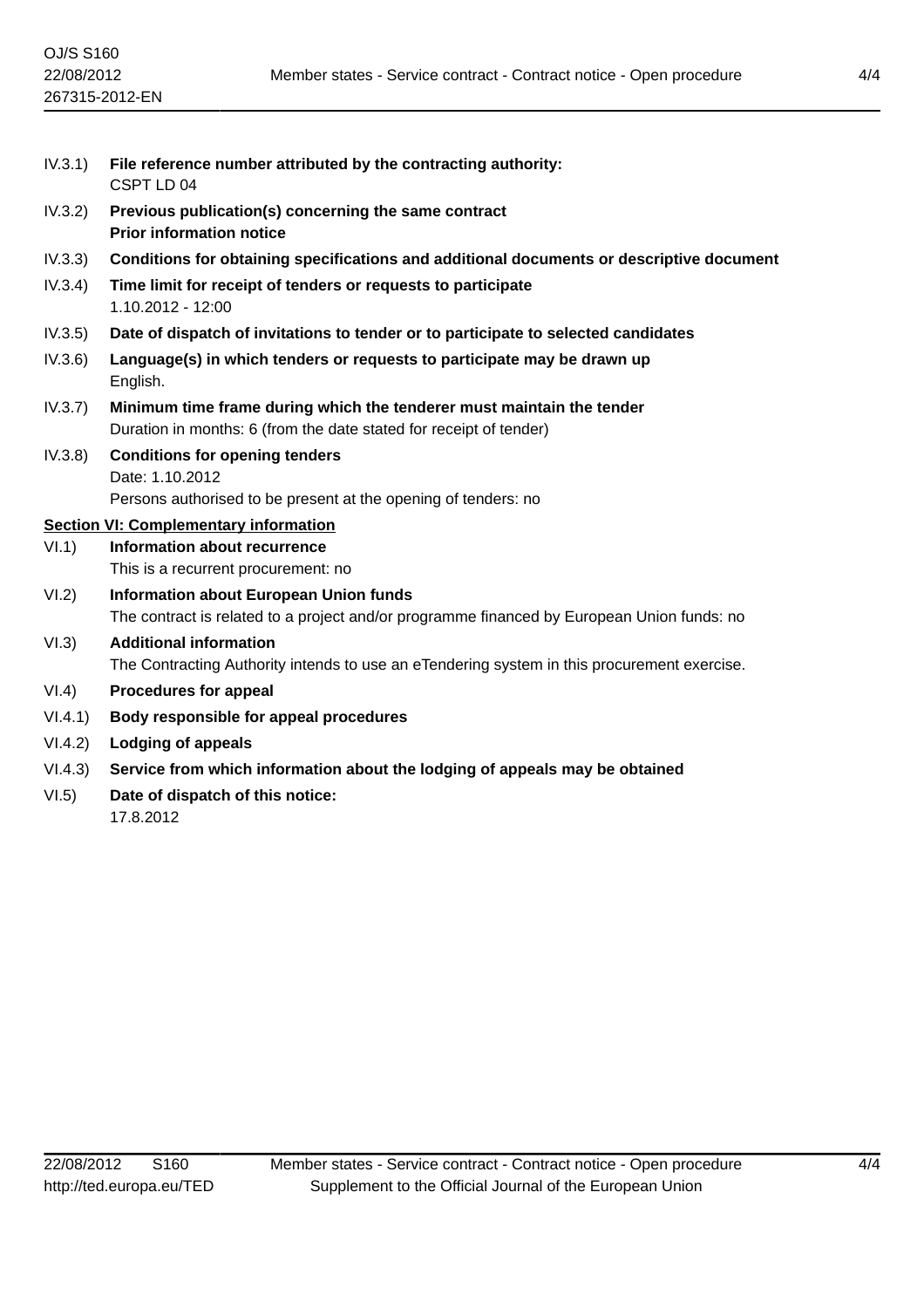IV.3.1) **File reference number attributed by the contracting authority:**
CSPT LD 04

IV.3.2) **Previous publication(s) concerning the same contract**
**Prior information notice**

IV.3.3) **Conditions for obtaining specifications and additional documents or descriptive document**

IV.3.4) **Time limit for receipt of tenders or requests to participate**
1.10.2012 - 12:00

IV.3.5) **Date of dispatch of invitations to tender or to participate to selected candidates**

IV.3.6) **Language(s) in which tenders or requests to participate may be drawn up**
English.

IV.3.7) **Minimum time frame during which the tenderer must maintain the tender**
Duration in months: 6 (from the date stated for receipt of tender)

IV.3.8) **Conditions for opening tenders**
Date: 1.10.2012
Persons authorised to be present at the opening of tenders: no

## Section VI: Complementary information

VI.1) **Information about recurrence**
This is a recurrent procurement: no

VI.2) **Information about European Union funds**
The contract is related to a project and/or programme financed by European Union funds: no

VI.3) **Additional information**
The Contracting Authority intends to use an eTendering system in this procurement exercise.

VI.4) **Procedures for appeal**

VI.4.1) **Body responsible for appeal procedures**

VI.4.2) **Lodging of appeals**

VI.4.3) **Service from which information about the lodging of appeals may be obtained**

VI.5) **Date of dispatch of this notice:**
17.8.2012